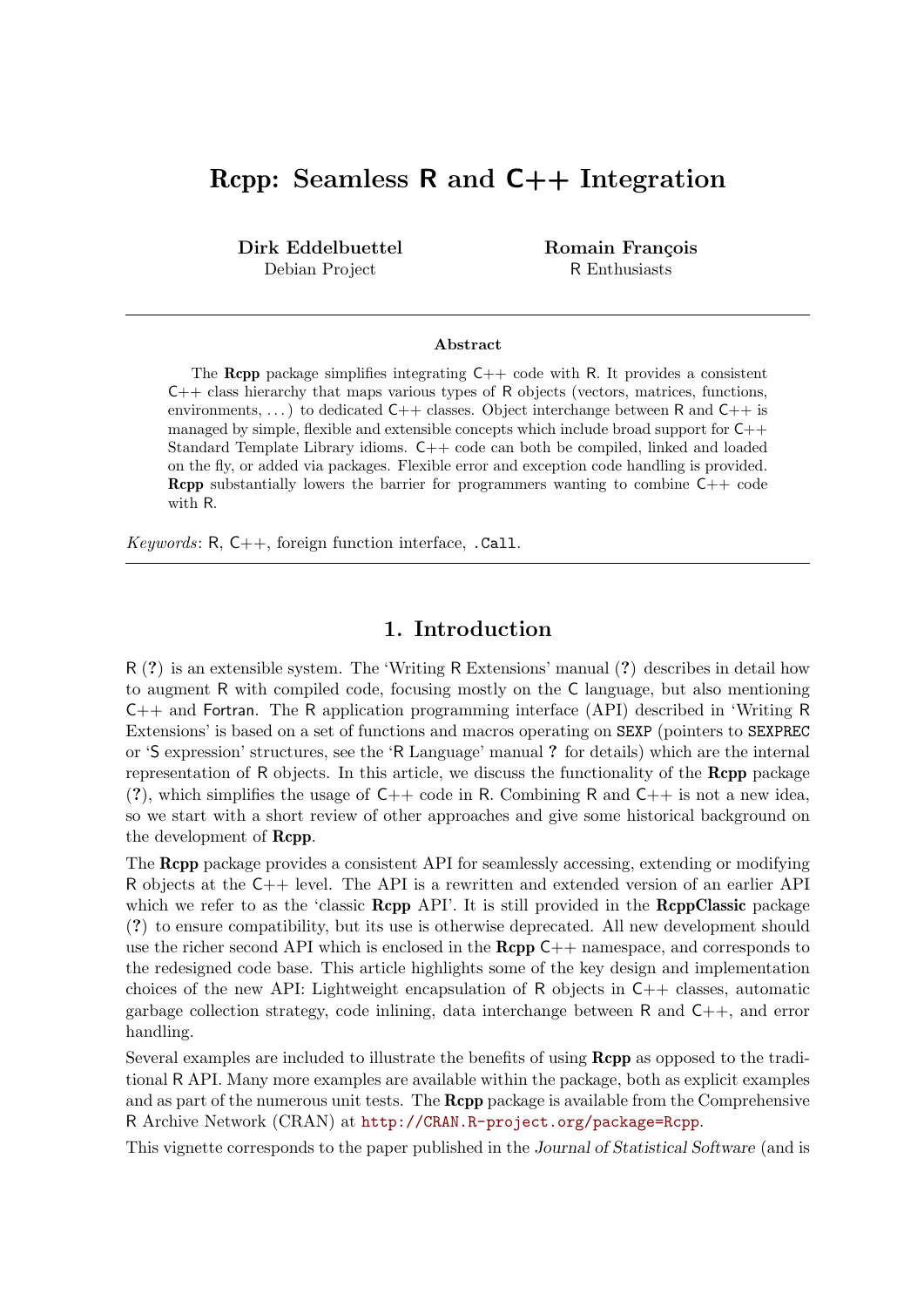# Rcpp: Seamless R and C++ Integration

**Dirk Eddelbuettel**
Debian Project

**Romain François**
R Enthusiasts

---

### Abstract

The **Rcpp** package simplifies integrating C++ code with R. It provides a consistent C++ class hierarchy that maps various types of R objects (vectors, matrices, functions, environments, ...) to dedicated C++ classes. Object interchange between R and C++ is managed by simple, flexible and extensible concepts which include broad support for C++ Standard Template Library idioms. C++ code can both be compiled, linked and loaded on the fly, or added via packages. Flexible error and exception code handling is provided. **Rcpp** substantially lowers the barrier for programmers wanting to combine C++ code with R.

*Keywords*: R, C++, foreign function interface, `.Call`.

---

## 1. Introduction

R (**?**) is an extensible system. The 'Writing R Extensions' manual (**?**) describes in detail how to augment R with compiled code, focusing mostly on the C language, but also mentioning C++ and Fortran. The R application programming interface (API) described in 'Writing R Extensions' is based on a set of functions and macros operating on `SEXP` (pointers to `SEXPREC` or 'S expression' structures, see the 'R Language' manual **?** for details) which are the internal representation of R objects. In this article, we discuss the functionality of the **Rcpp** package (**?**), which simplifies the usage of C++ code in R. Combining R and C++ is not a new idea, so we start with a short review of other approaches and give some historical background on the development of **Rcpp**.

The **Rcpp** package provides a consistent API for seamlessly accessing, extending or modifying R objects at the C++ level. The API is a rewritten and extended version of an earlier API which we refer to as the 'classic **Rcpp** API'. It is still provided in the **RcppClassic** package (**?**) to ensure compatibility, but its use is otherwise deprecated. All new development should use the richer second API which is enclosed in the **Rcpp** C++ namespace, and corresponds to the redesigned code base. This article highlights some of the key design and implementation choices of the new API: Lightweight encapsulation of R objects in C++ classes, automatic garbage collection strategy, code inlining, data interchange between R and C++, and error handling.

Several examples are included to illustrate the benefits of using **Rcpp** as opposed to the traditional R API. Many more examples are available within the package, both as explicit examples and as part of the numerous unit tests. The **Rcpp** package is available from the Comprehensive R Archive Network (CRAN) at http://CRAN.R-project.org/package=Rcpp.

This vignette corresponds to the paper published in the *Journal of Statistical Software* (and is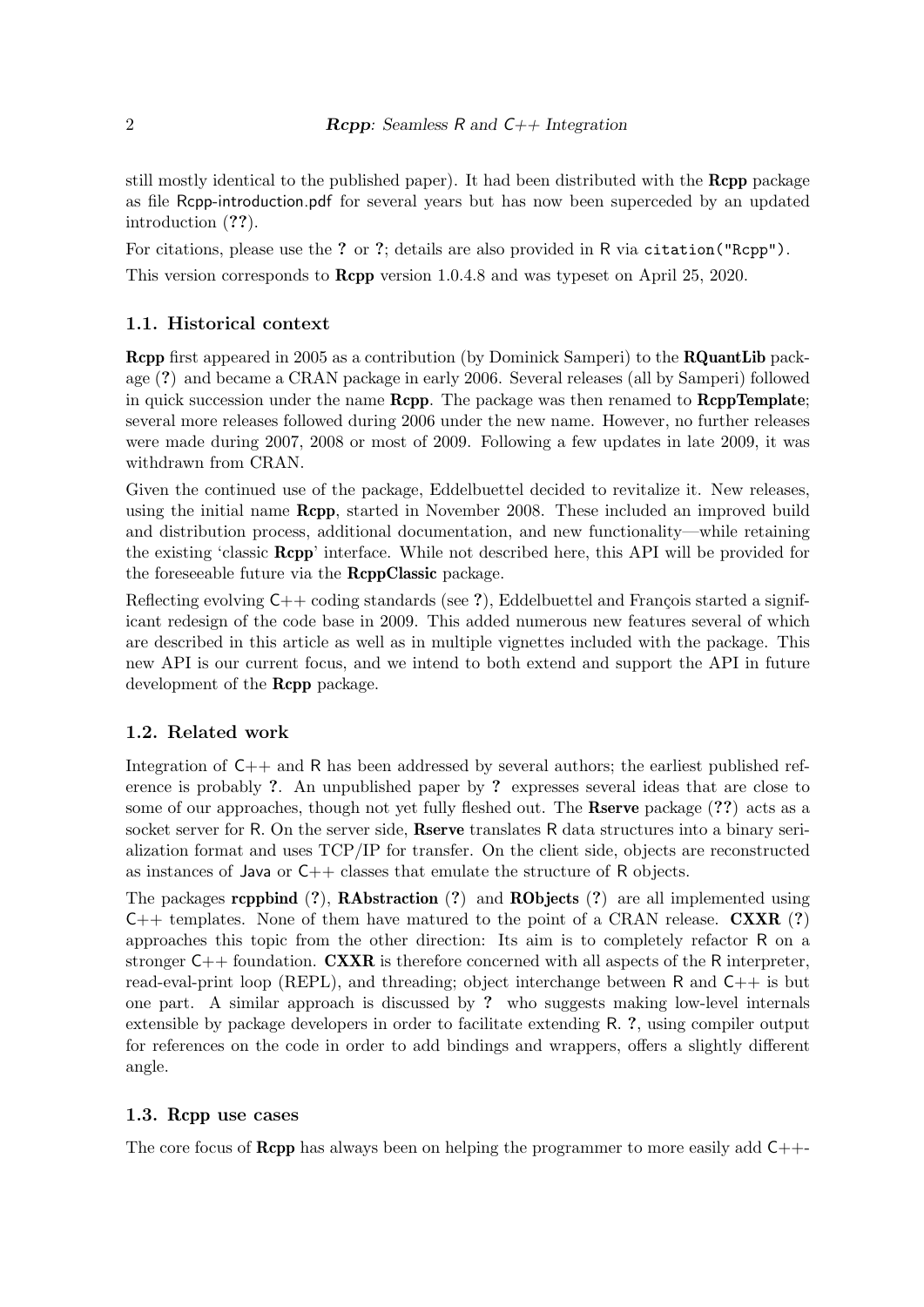still mostly identical to the published paper). It had been distributed with the **Rcpp** package as file Rcpp-introduction.pdf for several years but has now been superceded by an updated introduction (**??**).

For citations, please use the **?** or **?**; details are also provided in R via `citation("Rcpp")`.

This version corresponds to **Rcpp** version 1.0.4.8 and was typeset on April 25, 2020.

### 1.1. Historical context

**Rcpp** first appeared in 2005 as a contribution (by Dominick Samperi) to the **RQuantLib** package (**?**) and became a CRAN package in early 2006. Several releases (all by Samperi) followed in quick succession under the name **Rcpp**. The package was then renamed to **RcppTemplate**; several more releases followed during 2006 under the new name. However, no further releases were made during 2007, 2008 or most of 2009. Following a few updates in late 2009, it was withdrawn from CRAN.

Given the continued use of the package, Eddelbuettel decided to revitalize it. New releases, using the initial name **Rcpp**, started in November 2008. These included an improved build and distribution process, additional documentation, and new functionality—while retaining the existing 'classic **Rcpp**' interface. While not described here, this API will be provided for the foreseeable future via the **RcppClassic** package.

Reflecting evolving C++ coding standards (see **?**), Eddelbuettel and François started a significant redesign of the code base in 2009. This added numerous new features several of which are described in this article as well as in multiple vignettes included with the package. This new API is our current focus, and we intend to both extend and support the API in future development of the **Rcpp** package.

### 1.2. Related work

Integration of C++ and R has been addressed by several authors; the earliest published reference is probably **?**. An unpublished paper by **?** expresses several ideas that are close to some of our approaches, though not yet fully fleshed out. The **Rserve** package (**??**) acts as a socket server for R. On the server side, **Rserve** translates R data structures into a binary serialization format and uses TCP/IP for transfer. On the client side, objects are reconstructed as instances of Java or C++ classes that emulate the structure of R objects.

The packages **rcppbind** (**?**), **RAbstraction** (**?**) and **RObjects** (**?**) are all implemented using C++ templates. None of them have matured to the point of a CRAN release. **CXXR** (**?**) approaches this topic from the other direction: Its aim is to completely refactor R on a stronger C++ foundation. **CXXR** is therefore concerned with all aspects of the R interpreter, read-eval-print loop (REPL), and threading; object interchange between R and C++ is but one part. A similar approach is discussed by **?** who suggests making low-level internals extensible by package developers in order to facilitate extending R. **?**, using compiler output for references on the code in order to add bindings and wrappers, offers a slightly different angle.

### 1.3. Rcpp use cases

The core focus of **Rcpp** has always been on helping the programmer to more easily add C++-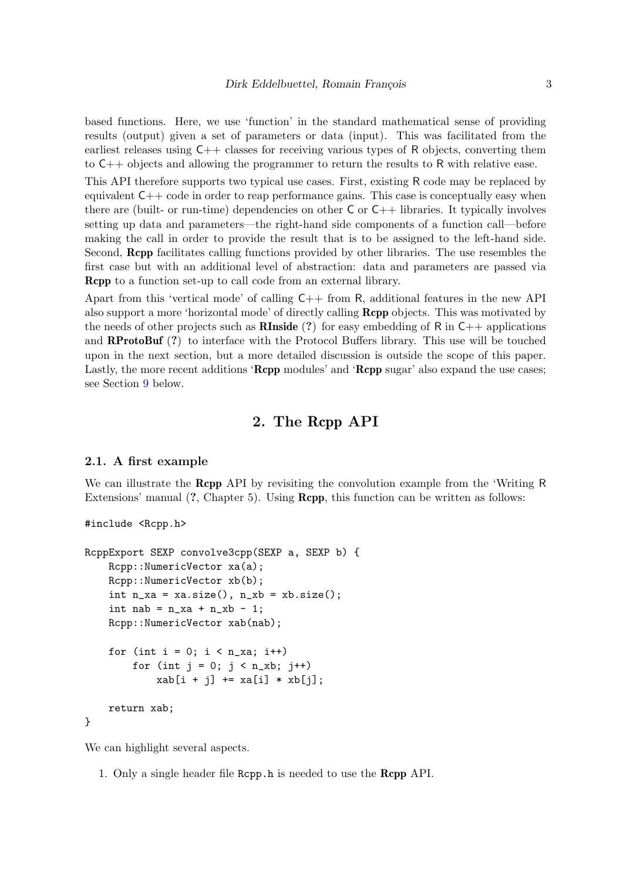based functions. Here, we use 'function' in the standard mathematical sense of providing results (output) given a set of parameters or data (input). This was facilitated from the earliest releases using C++ classes for receiving various types of R objects, converting them to C++ objects and allowing the programmer to return the results to R with relative ease.

This API therefore supports two typical use cases. First, existing R code may be replaced by equivalent C++ code in order to reap performance gains. This case is conceptually easy when there are (built- or run-time) dependencies on other C or C++ libraries. It typically involves setting up data and parameters—the right-hand side components of a function call—before making the call in order to provide the result that is to be assigned to the left-hand side. Second, **Rcpp** facilitates calling functions provided by other libraries. The use resembles the first case but with an additional level of abstraction: data and parameters are passed via **Rcpp** to a function set-up to call code from an external library.

Apart from this 'vertical mode' of calling C++ from R, additional features in the new API also support a more 'horizontal mode' of directly calling **Rcpp** objects. This was motivated by the needs of other projects such as **RInside** (?) for easy embedding of R in C++ applications and **RProtoBuf** (?) to interface with the Protocol Buffers library. This use will be touched upon in the next section, but a more detailed discussion is outside the scope of this paper. Lastly, the more recent additions '**Rcpp** modules' and '**Rcpp** sugar' also expand the use cases; see Section 9 below.

## 2. The Rcpp API

### 2.1. A first example

We can illustrate the **Rcpp** API by revisiting the convolution example from the 'Writing R Extensions' manual (?, Chapter 5). Using **Rcpp**, this function can be written as follows:

```
#include <Rcpp.h>

RcppExport SEXP convolve3cpp(SEXP a, SEXP b) {
    Rcpp::NumericVector xa(a);
    Rcpp::NumericVector xb(b);
    int n_xa = xa.size(), n_xb = xb.size();
    int nab = n_xa + n_xb - 1;
    Rcpp::NumericVector xab(nab);

    for (int i = 0; i < n_xa; i++)
        for (int j = 0; j < n_xb; j++)
            xab[i + j] += xa[i] * xb[j];

    return xab;
}
```

We can highlight several aspects.

1. Only a single header file `Rcpp.h` is needed to use the **Rcpp** API.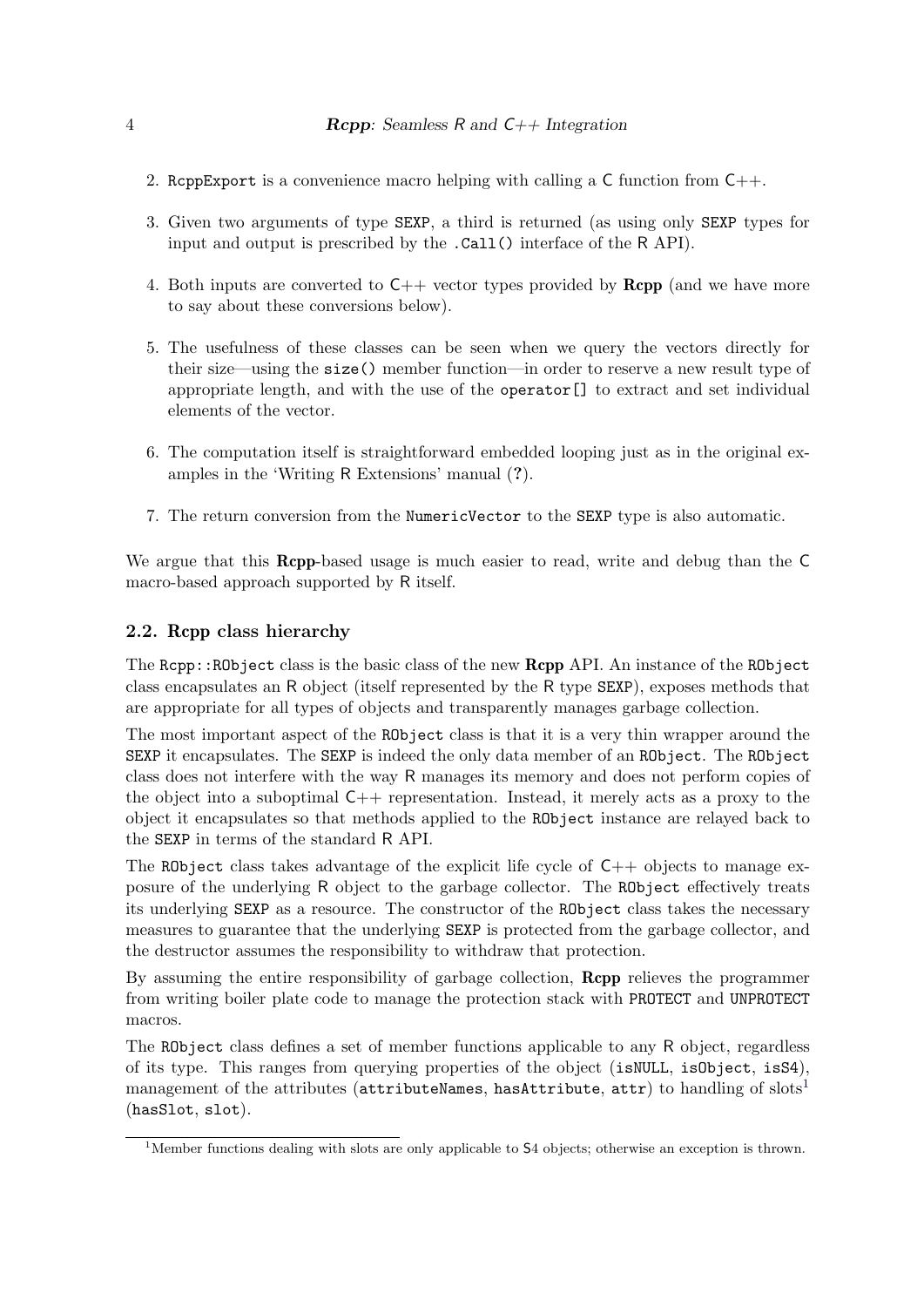2. `RcppExport` is a convenience macro helping with calling a C function from C++.

3. Given two arguments of type `SEXP`, a third is returned (as using only `SEXP` types for input and output is prescribed by the `.Call()` interface of the R API).

4. Both inputs are converted to C++ vector types provided by **Rcpp** (and we have more to say about these conversions below).

5. The usefulness of these classes can be seen when we query the vectors directly for their size—using the `size()` member function—in order to reserve a new result type of appropriate length, and with the use of the `operator[]` to extract and set individual elements of the vector.

6. The computation itself is straightforward embedded looping just as in the original examples in the 'Writing R Extensions' manual (?).

7. The return conversion from the `NumericVector` to the `SEXP` type is also automatic.

We argue that this **Rcpp**-based usage is much easier to read, write and debug than the C macro-based approach supported by R itself.

### 2.2. Rcpp class hierarchy

The `Rcpp::RObject` class is the basic class of the new **Rcpp** API. An instance of the `RObject` class encapsulates an R object (itself represented by the R type `SEXP`), exposes methods that are appropriate for all types of objects and transparently manages garbage collection.

The most important aspect of the `RObject` class is that it is a very thin wrapper around the `SEXP` it encapsulates. The `SEXP` is indeed the only data member of an `RObject`. The `RObject` class does not interfere with the way R manages its memory and does not perform copies of the object into a suboptimal C++ representation. Instead, it merely acts as a proxy to the object it encapsulates so that methods applied to the `RObject` instance are relayed back to the `SEXP` in terms of the standard R API.

The `RObject` class takes advantage of the explicit life cycle of C++ objects to manage exposure of the underlying R object to the garbage collector. The `RObject` effectively treats its underlying `SEXP` as a resource. The constructor of the `RObject` class takes the necessary measures to guarantee that the underlying `SEXP` is protected from the garbage collector, and the destructor assumes the responsibility to withdraw that protection.

By assuming the entire responsibility of garbage collection, **Rcpp** relieves the programmer from writing boiler plate code to manage the protection stack with `PROTECT` and `UNPROTECT` macros.

The `RObject` class defines a set of member functions applicable to any R object, regardless of its type. This ranges from querying properties of the object (`isNULL`, `isObject`, `isS4`), management of the attributes (`attributeNames`, `hasAttribute`, `attr`) to handling of slots[1] (`hasSlot`, `slot`).

[1] Member functions dealing with slots are only applicable to S4 objects; otherwise an exception is thrown.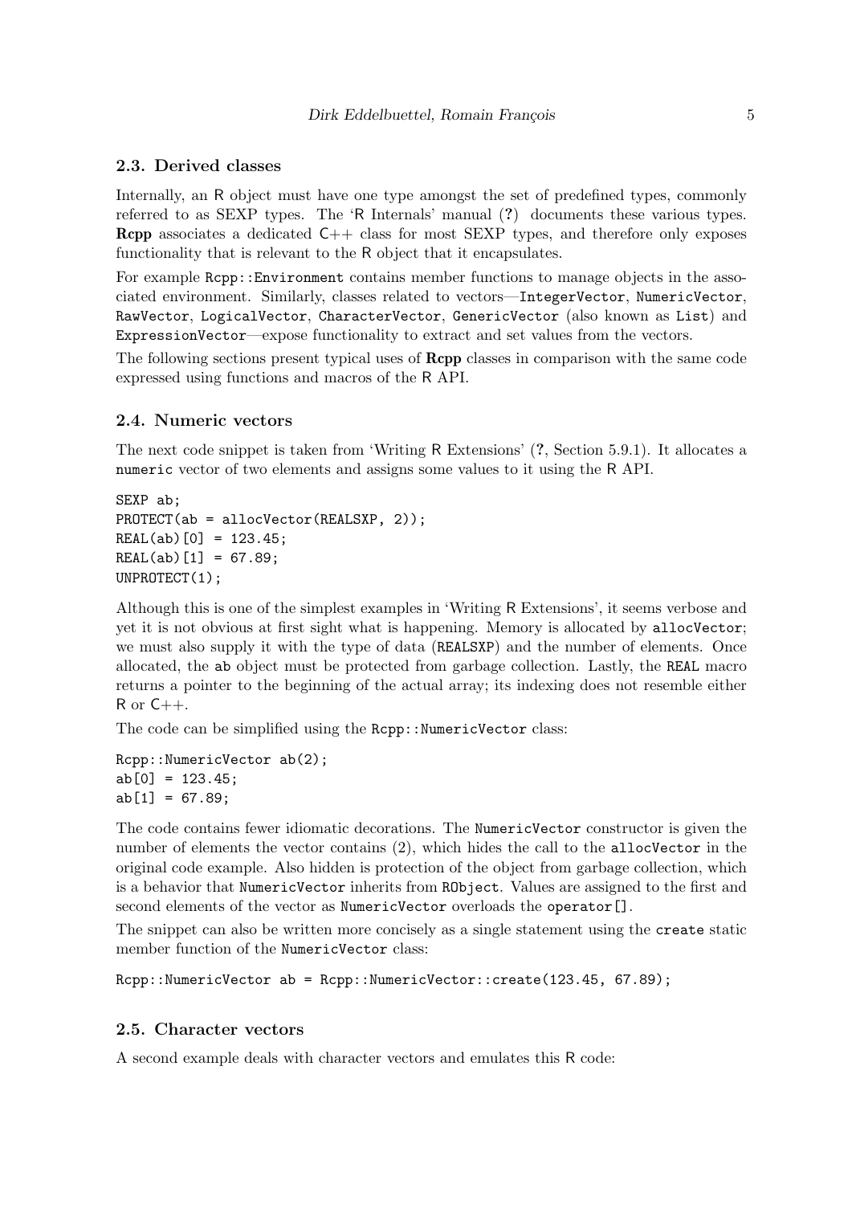### 2.3. Derived classes

Internally, an R object must have one type amongst the set of predefined types, commonly referred to as SEXP types. The 'R Internals' manual (?) documents these various types. **Rcpp** associates a dedicated C++ class for most SEXP types, and therefore only exposes functionality that is relevant to the R object that it encapsulates.

For example `Rcpp::Environment` contains member functions to manage objects in the associated environment. Similarly, classes related to vectors—`IntegerVector`, `NumericVector`, `RawVector`, `LogicalVector`, `CharacterVector`, `GenericVector` (also known as `List`) and `ExpressionVector`—expose functionality to extract and set values from the vectors.

The following sections present typical uses of **Rcpp** classes in comparison with the same code expressed using functions and macros of the R API.

### 2.4. Numeric vectors

The next code snippet is taken from 'Writing R Extensions' (?, Section 5.9.1). It allocates a `numeric` vector of two elements and assigns some values to it using the R API.

```
SEXP ab;
PROTECT(ab = allocVector(REALSXP, 2));
REAL(ab)[0] = 123.45;
REAL(ab)[1] = 67.89;
UNPROTECT(1);
```

Although this is one of the simplest examples in 'Writing R Extensions', it seems verbose and yet it is not obvious at first sight what is happening. Memory is allocated by `allocVector`; we must also supply it with the type of data (`REALSXP`) and the number of elements. Once allocated, the `ab` object must be protected from garbage collection. Lastly, the `REAL` macro returns a pointer to the beginning of the actual array; its indexing does not resemble either R or C++.

The code can be simplified using the `Rcpp::NumericVector` class:

```
Rcpp::NumericVector ab(2);
ab[0] = 123.45;
ab[1] = 67.89;
```

The code contains fewer idiomatic decorations. The `NumericVector` constructor is given the number of elements the vector contains (2), which hides the call to the `allocVector` in the original code example. Also hidden is protection of the object from garbage collection, which is a behavior that `NumericVector` inherits from `RObject`. Values are assigned to the first and second elements of the vector as `NumericVector` overloads the `operator[]`.

The snippet can also be written more concisely as a single statement using the `create` static member function of the `NumericVector` class:

```
Rcpp::NumericVector ab = Rcpp::NumericVector::create(123.45, 67.89);
```

### 2.5. Character vectors

A second example deals with character vectors and emulates this R code: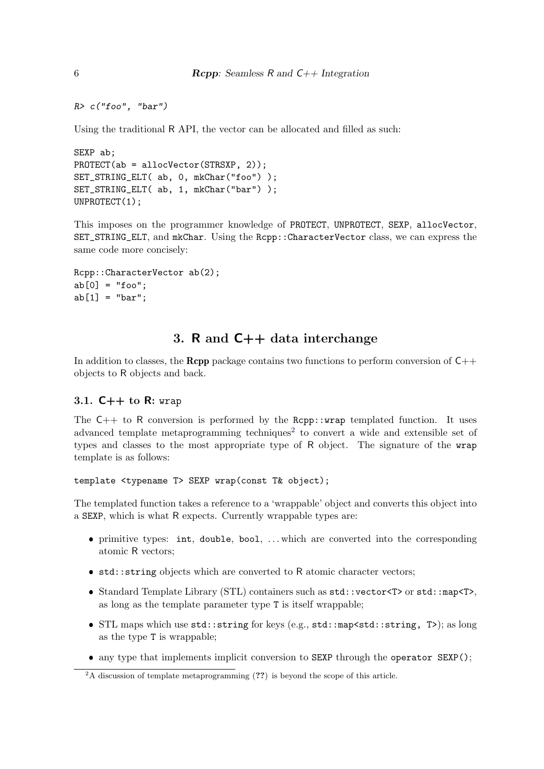```
R> c("foo", "bar")
```

Using the traditional R API, the vector can be allocated and filled as such:

```
SEXP ab;
PROTECT(ab = allocVector(STRSXP, 2));
SET_STRING_ELT( ab, 0, mkChar("foo") );
SET_STRING_ELT( ab, 1, mkChar("bar") );
UNPROTECT(1);
```

This imposes on the programmer knowledge of `PROTECT`, `UNPROTECT`, `SEXP`, `allocVector`, `SET_STRING_ELT`, and `mkChar`. Using the `Rcpp::CharacterVector` class, we can express the same code more concisely:

```
Rcpp::CharacterVector ab(2);
ab[0] = "foo";
ab[1] = "bar";
```

## 3. R and C++ data interchange

In addition to classes, the **Rcpp** package contains two functions to perform conversion of C++ objects to R objects and back.

### 3.1. C++ to R: `wrap`

The C++ to R conversion is performed by the `Rcpp::wrap` templated function. It uses advanced template metaprogramming techniques[2] to convert a wide and extensible set of types and classes to the most appropriate type of R object. The signature of the `wrap` template is as follows:

```
template <typename T> SEXP wrap(const T& object);
```

The templated function takes a reference to a 'wrappable' object and converts this object into a `SEXP`, which is what R expects. Currently wrappable types are:

- primitive types: `int`, `double`, `bool`, ... which are converted into the corresponding atomic R vectors;
- `std::string` objects which are converted to R atomic character vectors;
- Standard Template Library (STL) containers such as `std::vector<T>` or `std::map<T>`, as long as the template parameter type `T` is itself wrappable;
- STL maps which use `std::string` for keys (e.g., `std::map<std::string, T>`); as long as the type `T` is wrappable;
- any type that implements implicit conversion to `SEXP` through the `operator SEXP()`;

[2] A discussion of template metaprogramming (**??**) is beyond the scope of this article.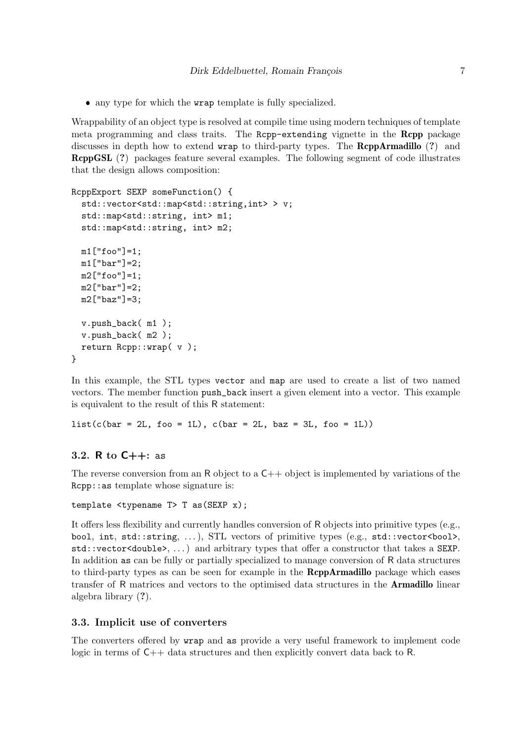- any type for which the `wrap` template is fully specialized.

Wrappability of an object type is resolved at compile time using modern techniques of template meta programming and class traits. The `Rcpp-extending` vignette in the **Rcpp** package discusses in depth how to extend `wrap` to third-party types. The **RcppArmadillo** (?) and **RcppGSL** (?) packages feature several examples. The following segment of code illustrates that the design allows composition:

```
RcppExport SEXP someFunction() {
  std::vector<std::map<std::string,int> > v;
  std::map<std::string, int> m1;
  std::map<std::string, int> m2;

  m1["foo"]=1;
  m1["bar"]=2;
  m2["foo"]=1;
  m2["bar"]=2;
  m2["baz"]=3;

  v.push_back( m1 );
  v.push_back( m2 );
  return Rcpp::wrap( v );
}
```

In this example, the STL types `vector` and `map` are used to create a list of two named vectors. The member function `push_back` insert a given element into a vector. This example is equivalent to the result of this R statement:

```
list(c(bar = 2L, foo = 1L), c(bar = 2L, baz = 3L, foo = 1L))
```

### 3.2. R to C++: `as`

The reverse conversion from an R object to a C++ object is implemented by variations of the `Rcpp::as` template whose signature is:

```
template <typename T> T as(SEXP x);
```

It offers less flexibility and currently handles conversion of R objects into primitive types (e.g., `bool`, `int`, `std::string`, ...), STL vectors of primitive types (e.g., `std::vector<bool>`, `std::vector<double>`, ...) and arbitrary types that offer a constructor that takes a `SEXP`. In addition `as` can be fully or partially specialized to manage conversion of R data structures to third-party types as can be seen for example in the **RcppArmadillo** package which eases transfer of R matrices and vectors to the optimised data structures in the **Armadillo** linear algebra library (?).

### 3.3. Implicit use of converters

The converters offered by `wrap` and `as` provide a very useful framework to implement code logic in terms of C++ data structures and then explicitly convert data back to R.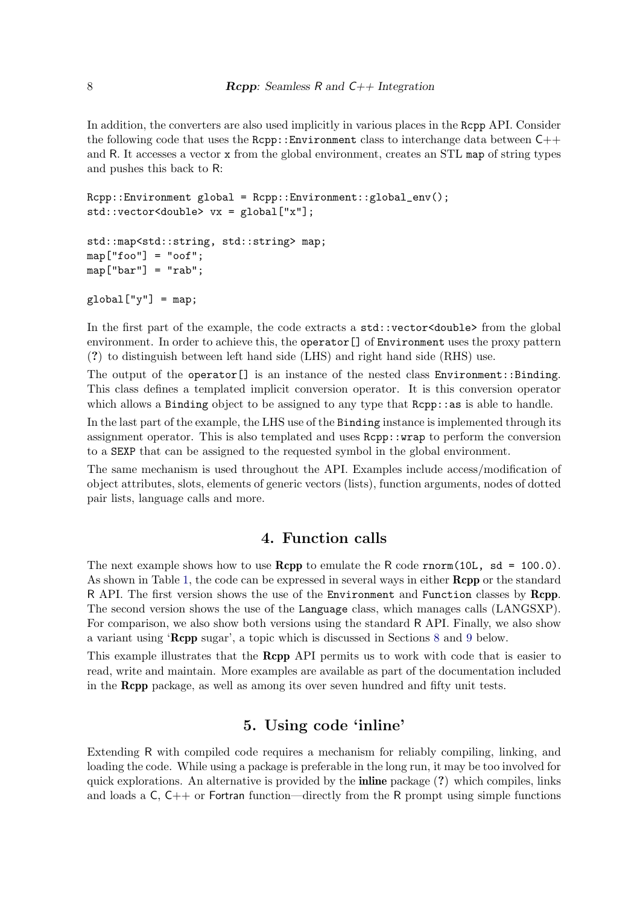In addition, the converters are also used implicitly in various places in the Rcpp API. Consider the following code that uses the `Rcpp::Environment` class to interchange data between C++ and R. It accesses a vector `x` from the global environment, creates an STL `map` of string types and pushes this back to R:

```
Rcpp::Environment global = Rcpp::Environment::global_env();
std::vector<double> vx = global["x"];

std::map<std::string, std::string> map;
map["foo"] = "oof";
map["bar"] = "rab";

global["y"] = map;
```

In the first part of the example, the code extracts a `std::vector<double>` from the global environment. In order to achieve this, the `operator[]` of `Environment` uses the proxy pattern (?) to distinguish between left hand side (LHS) and right hand side (RHS) use.

The output of the `operator[]` is an instance of the nested class `Environment::Binding`. This class defines a templated implicit conversion operator. It is this conversion operator which allows a `Binding` object to be assigned to any type that `Rcpp::as` is able to handle.

In the last part of the example, the LHS use of the `Binding` instance is implemented through its assignment operator. This is also templated and uses `Rcpp::wrap` to perform the conversion to a `SEXP` that can be assigned to the requested symbol in the global environment.

The same mechanism is used throughout the API. Examples include access/modification of object attributes, slots, elements of generic vectors (lists), function arguments, nodes of dotted pair lists, language calls and more.

## 4. Function calls

The next example shows how to use **Rcpp** to emulate the R code `rnorm(10L, sd = 100.0)`. As shown in Table 1, the code can be expressed in several ways in either **Rcpp** or the standard R API. The first version shows the use of the `Environment` and `Function` classes by **Rcpp**. The second version shows the use of the `Language` class, which manages calls (LANGSXP). For comparison, we also show both versions using the standard R API. Finally, we also show a variant using '**Rcpp** sugar', a topic which is discussed in Sections 8 and 9 below.

This example illustrates that the **Rcpp** API permits us to work with code that is easier to read, write and maintain. More examples are available as part of the documentation included in the **Rcpp** package, as well as among its over seven hundred and fifty unit tests.

## 5. Using code 'inline'

Extending R with compiled code requires a mechanism for reliably compiling, linking, and loading the code. While using a package is preferable in the long run, it may be too involved for quick explorations. An alternative is provided by the **inline** package (?) which compiles, links and loads a C, C++ or Fortran function—directly from the R prompt using simple functions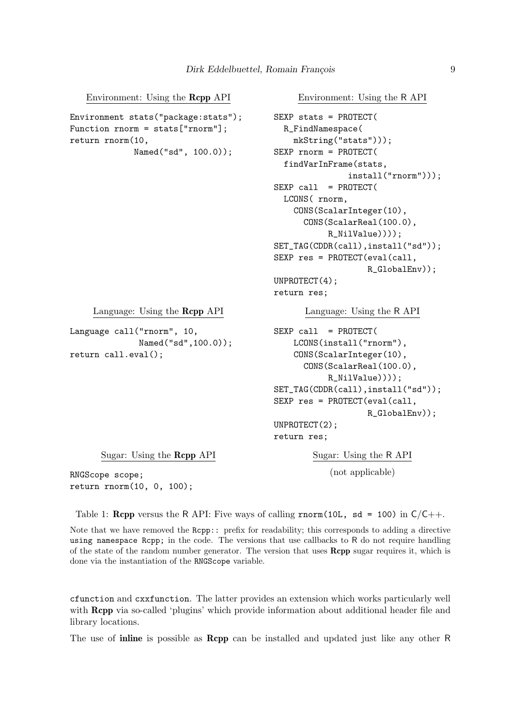**Environment: Using the Rcpp API**

```
Environment stats("package:stats");
Function rnorm = stats["rnorm"];
return rnorm(10,
             Named("sd", 100.0));
```

**Environment: Using the R API**

```
SEXP stats = PROTECT(
  R_FindNamespace(
    mkString("stats")));
SEXP rnorm = PROTECT(
  findVarInFrame(stats,
               install("rnorm")));
SEXP call  = PROTECT(
  LCONS( rnorm,
    CONS(ScalarInteger(10),
      CONS(ScalarReal(100.0),
           R_NilValue))));
SET_TAG(CDDR(call),install("sd"));
SEXP res = PROTECT(eval(call,
                    R_GlobalEnv));
UNPROTECT(4);
return res;
```

**Language: Using the Rcpp API**

```
Language call("rnorm", 10,
              Named("sd",100.0));
return call.eval();
```

**Language: Using the R API**

```
SEXP call  = PROTECT(
    LCONS(install("rnorm"),
    CONS(ScalarInteger(10),
      CONS(ScalarReal(100.0),
           R_NilValue))));
SET_TAG(CDDR(call),install("sd"));
SEXP res = PROTECT(eval(call,
                    R_GlobalEnv));
UNPROTECT(2);
return res;
```

**Sugar: Using the Rcpp API**

```
RNGScope scope;
return rnorm(10, 0, 100);
```

**Sugar: Using the R API**

(not applicable)

Table 1: **Rcpp** versus the R API: Five ways of calling `rnorm(10L, sd = 100)` in C/C++.

Note that we have removed the `Rcpp::` prefix for readability; this corresponds to adding a directive `using namespace Rcpp;` in the code. The versions that use callbacks to R do not require handling of the state of the random number generator. The version that uses **Rcpp** sugar requires it, which is done via the instantiation of the `RNGScope` variable.

`cfunction` and `cxxfunction`. The latter provides an extension which works particularly well with **Rcpp** via so-called 'plugins' which provide information about additional header file and library locations.

The use of **inline** is possible as **Rcpp** can be installed and updated just like any other R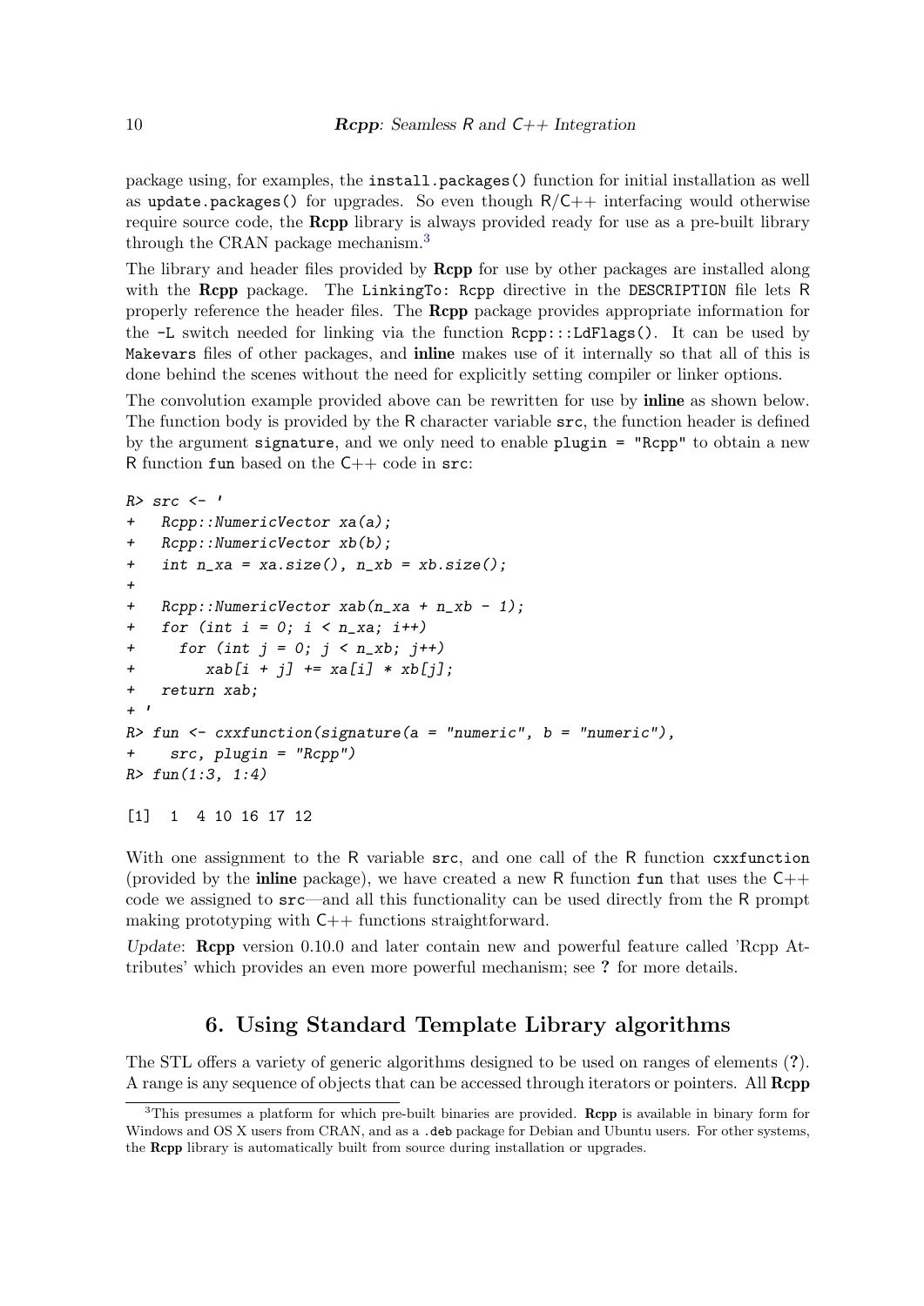package using, for examples, the `install.packages()` function for initial installation as well as `update.packages()` for upgrades. So even though R/C++ interfacing would otherwise require source code, the **Rcpp** library is always provided ready for use as a pre-built library through the CRAN package mechanism.[3]

The library and header files provided by **Rcpp** for use by other packages are installed along with the **Rcpp** package. The `LinkingTo: Rcpp` directive in the `DESCRIPTION` file lets R properly reference the header files. The **Rcpp** package provides appropriate information for the `-L` switch needed for linking via the function `Rcpp:::LdFlags()`. It can be used by `Makevars` files of other packages, and **inline** makes use of it internally so that all of this is done behind the scenes without the need for explicitly setting compiler or linker options.

The convolution example provided above can be rewritten for use by **inline** as shown below. The function body is provided by the R character variable `src`, the function header is defined by the argument `signature`, and we only need to enable `plugin = "Rcpp"` to obtain a new R function `fun` based on the C++ code in `src`:

```
R> src <- '
+   Rcpp::NumericVector xa(a);
+   Rcpp::NumericVector xb(b);
+   int n_xa = xa.size(), n_xb = xb.size();
+
+   Rcpp::NumericVector xab(n_xa + n_xb - 1);
+   for (int i = 0; i < n_xa; i++)
+     for (int j = 0; j < n_xb; j++)
+        xab[i + j] += xa[i] * xb[j];
+   return xab;
+ '
R> fun <- cxxfunction(signature(a = "numeric", b = "numeric"),
+    src, plugin = "Rcpp")
R> fun(1:3, 1:4)

[1]  1  4 10 16 17 12
```

With one assignment to the R variable `src`, and one call of the R function `cxxfunction` (provided by the **inline** package), we have created a new R function `fun` that uses the C++ code we assigned to `src`—and all this functionality can be used directly from the R prompt making prototyping with C++ functions straightforward.

*Update*: **Rcpp** version 0.10.0 and later contain new and powerful feature called 'Rcpp Attributes' which provides an even more powerful mechanism; see **?** for more details.

# 6. Using Standard Template Library algorithms

The STL offers a variety of generic algorithms designed to be used on ranges of elements (**?**). A range is any sequence of objects that can be accessed through iterators or pointers. All **Rcpp**

[3] This presumes a platform for which pre-built binaries are provided. **Rcpp** is available in binary form for Windows and OS X users from CRAN, and as a `.deb` package for Debian and Ubuntu users. For other systems, the **Rcpp** library is automatically built from source during installation or upgrades.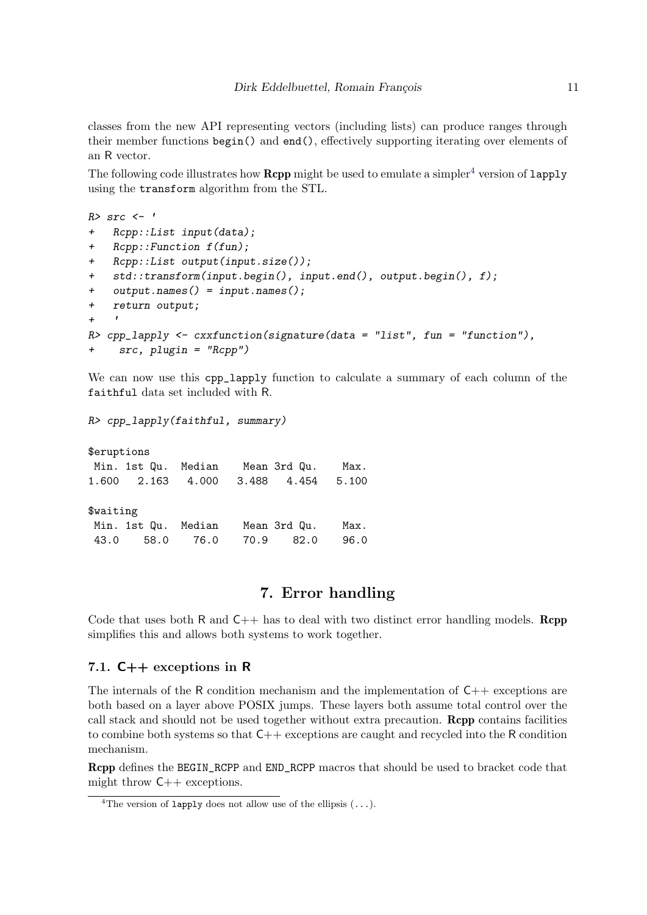classes from the new API representing vectors (including lists) can produce ranges through their member functions `begin()` and `end()`, effectively supporting iterating over elements of an R vector.

The following code illustrates how **Rcpp** might be used to emulate a simpler[4] version of `lapply` using the `transform` algorithm from the STL.

```
R> src <- '
+   Rcpp::List input(data);
+   Rcpp::Function f(fun);
+   Rcpp::List output(input.size());
+   std::transform(input.begin(), input.end(), output.begin(), f);
+   output.names() = input.names();
+   return output;
+   '
R> cpp_lapply <- cxxfunction(signature(data = "list", fun = "function"),
+    src, plugin = "Rcpp")
```

We can now use this `cpp_lapply` function to calculate a summary of each column of the `faithful` data set included with R.

```
R> cpp_lapply(faithful, summary)

$eruptions
 Min. 1st Qu.  Median    Mean 3rd Qu.    Max.
1.600   2.163   4.000   3.488   4.454   5.100

$waiting
 Min. 1st Qu.  Median    Mean 3rd Qu.    Max.
 43.0    58.0    76.0    70.9    82.0    96.0
```

# 7. Error handling

Code that uses both R and C++ has to deal with two distinct error handling models. **Rcpp** simplifies this and allows both systems to work together.

## 7.1. C++ exceptions in R

The internals of the R condition mechanism and the implementation of C++ exceptions are both based on a layer above POSIX jumps. These layers both assume total control over the call stack and should not be used together without extra precaution. **Rcpp** contains facilities to combine both systems so that C++ exceptions are caught and recycled into the R condition mechanism.

**Rcpp** defines the `BEGIN_RCPP` and `END_RCPP` macros that should be used to bracket code that might throw C++ exceptions.

[4] The version of `lapply` does not allow use of the ellipsis (...).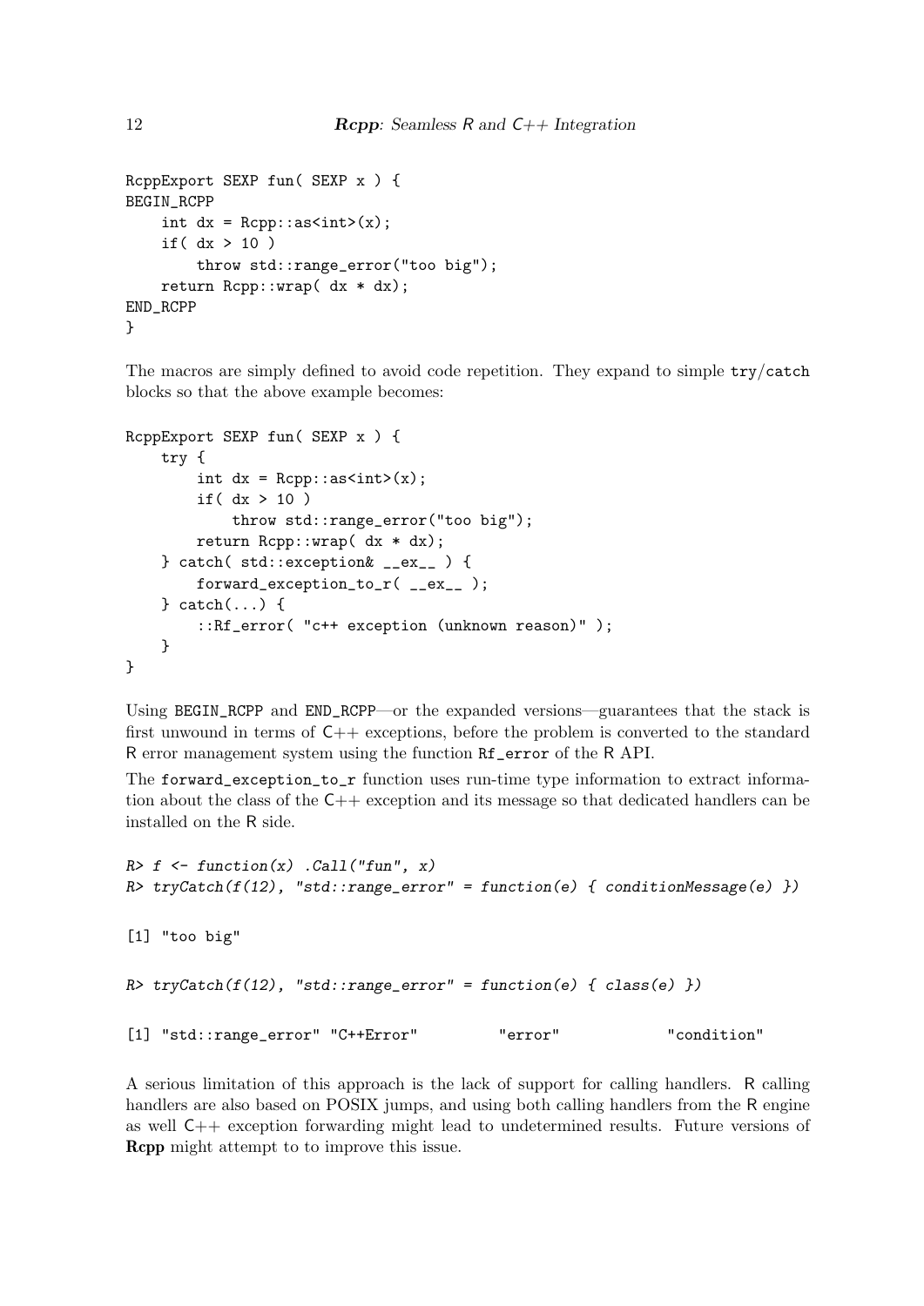```
RcppExport SEXP fun( SEXP x ) {
BEGIN_RCPP
    int dx = Rcpp::as<int>(x);
    if( dx > 10 )
        throw std::range_error("too big");
    return Rcpp::wrap( dx * dx);
END_RCPP
}
```

The macros are simply defined to avoid code repetition. They expand to simple `try`/`catch` blocks so that the above example becomes:

```
RcppExport SEXP fun( SEXP x ) {
    try {
        int dx = Rcpp::as<int>(x);
        if( dx > 10 )
            throw std::range_error("too big");
        return Rcpp::wrap( dx * dx);
    } catch( std::exception& __ex__ ) {
        forward_exception_to_r( __ex__ );
    } catch(...) {
        ::Rf_error( "c++ exception (unknown reason)" );
    }
}
```

Using `BEGIN_RCPP` and `END_RCPP`—or the expanded versions—guarantees that the stack is first unwound in terms of C++ exceptions, before the problem is converted to the standard R error management system using the function `Rf_error` of the R API.

The `forward_exception_to_r` function uses run-time type information to extract information about the class of the C++ exception and its message so that dedicated handlers can be installed on the R side.

```
R> f <- function(x) .Call("fun", x)
R> tryCatch(f(12), "std::range_error" = function(e) { conditionMessage(e) })

[1] "too big"

R> tryCatch(f(12), "std::range_error" = function(e) { class(e) })

[1] "std::range_error" "C++Error"         "error"            "condition"
```

A serious limitation of this approach is the lack of support for calling handlers. R calling handlers are also based on POSIX jumps, and using both calling handlers from the R engine as well C++ exception forwarding might lead to undetermined results. Future versions of **Rcpp** might attempt to to improve this issue.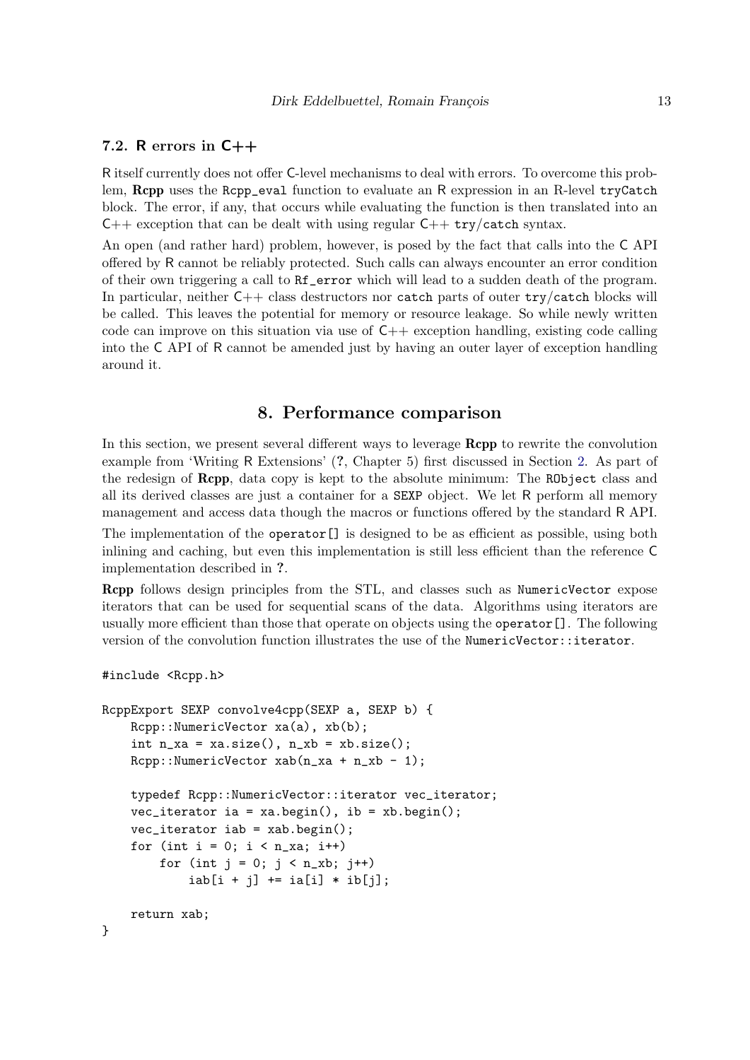### 7.2. R errors in C++

R itself currently does not offer C-level mechanisms to deal with errors. To overcome this problem, **Rcpp** uses the `Rcpp_eval` function to evaluate an R expression in an R-level `tryCatch` block. The error, if any, that occurs while evaluating the function is then translated into an C++ exception that can be dealt with using regular C++ `try`/`catch` syntax.

An open (and rather hard) problem, however, is posed by the fact that calls into the C API offered by R cannot be reliably protected. Such calls can always encounter an error condition of their own triggering a call to `Rf_error` which will lead to a sudden death of the program. In particular, neither C++ class destructors nor `catch` parts of outer `try`/`catch` blocks will be called. This leaves the potential for memory or resource leakage. So while newly written code can improve on this situation via use of C++ exception handling, existing code calling into the C API of R cannot be amended just by having an outer layer of exception handling around it.

## 8. Performance comparison

In this section, we present several different ways to leverage **Rcpp** to rewrite the convolution example from 'Writing R Extensions' (**?**, Chapter 5) first discussed in Section 2. As part of the redesign of **Rcpp**, data copy is kept to the absolute minimum: The `RObject` class and all its derived classes are just a container for a `SEXP` object. We let R perform all memory management and access data though the macros or functions offered by the standard R API.

The implementation of the `operator[]` is designed to be as efficient as possible, using both inlining and caching, but even this implementation is still less efficient than the reference C implementation described in **?**.

**Rcpp** follows design principles from the STL, and classes such as `NumericVector` expose iterators that can be used for sequential scans of the data. Algorithms using iterators are usually more efficient than those that operate on objects using the `operator[]`. The following version of the convolution function illustrates the use of the `NumericVector::iterator`.

```
#include <Rcpp.h>

RcppExport SEXP convolve4cpp(SEXP a, SEXP b) {
    Rcpp::NumericVector xa(a), xb(b);
    int n_xa = xa.size(), n_xb = xb.size();
    Rcpp::NumericVector xab(n_xa + n_xb - 1);

    typedef Rcpp::NumericVector::iterator vec_iterator;
    vec_iterator ia = xa.begin(), ib = xb.begin();
    vec_iterator iab = xab.begin();
    for (int i = 0; i < n_xa; i++)
        for (int j = 0; j < n_xb; j++)
            iab[i + j] += ia[i] * ib[j];

    return xab;
}
```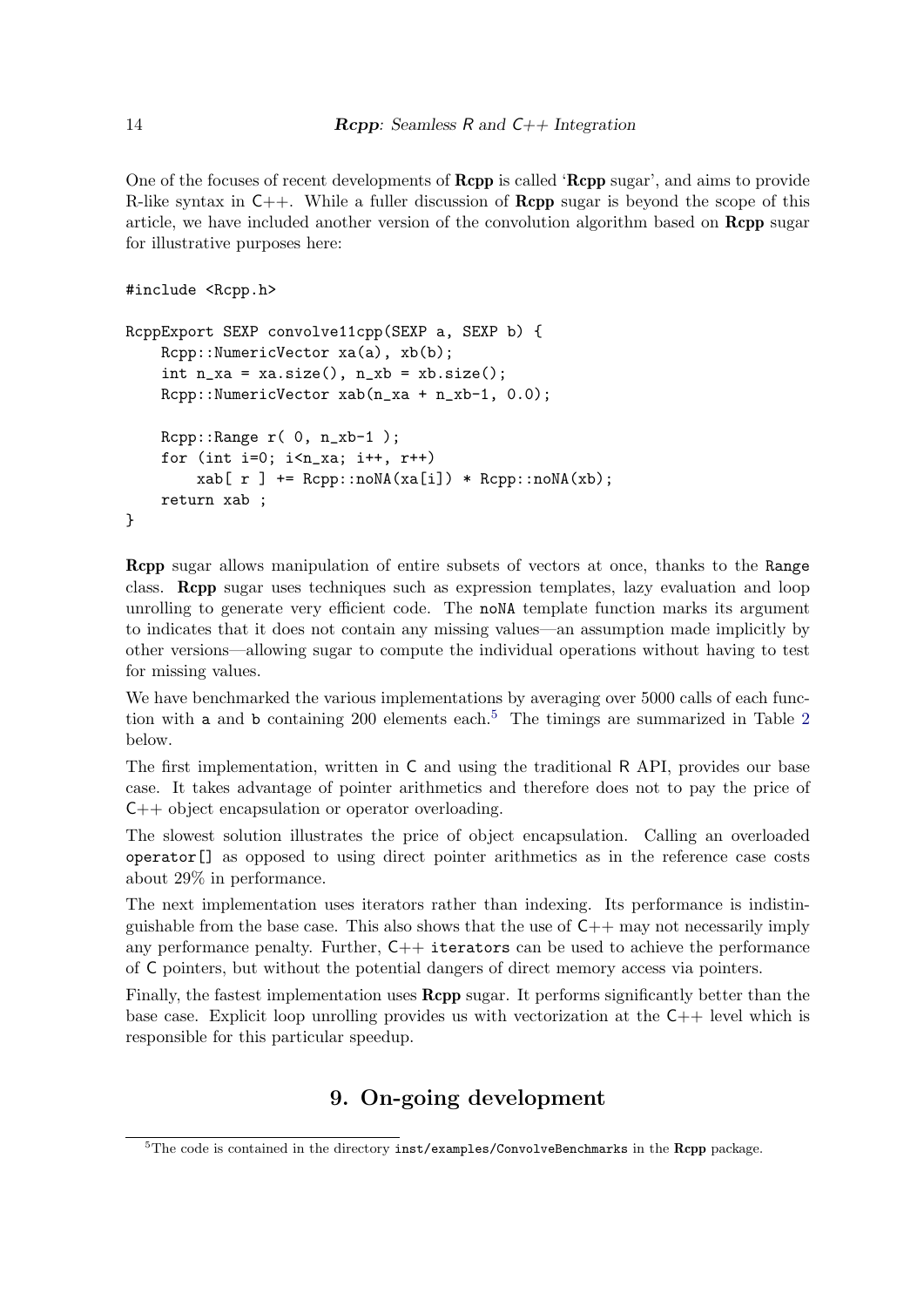One of the focuses of recent developments of **Rcpp** is called '**Rcpp** sugar', and aims to provide R-like syntax in C++. While a fuller discussion of **Rcpp** sugar is beyond the scope of this article, we have included another version of the convolution algorithm based on **Rcpp** sugar for illustrative purposes here:

```
#include <Rcpp.h>

RcppExport SEXP convolve11cpp(SEXP a, SEXP b) {
    Rcpp::NumericVector xa(a), xb(b);
    int n_xa = xa.size(), n_xb = xb.size();
    Rcpp::NumericVector xab(n_xa + n_xb-1, 0.0);

    Rcpp::Range r( 0, n_xb-1 );
    for (int i=0; i<n_xa; i++, r++)
        xab[ r ] += Rcpp::noNA(xa[i]) * Rcpp::noNA(xb);
    return xab ;
}
```

**Rcpp** sugar allows manipulation of entire subsets of vectors at once, thanks to the `Range` class. **Rcpp** sugar uses techniques such as expression templates, lazy evaluation and loop unrolling to generate very efficient code. The `noNA` template function marks its argument to indicates that it does not contain any missing values—an assumption made implicitly by other versions—allowing sugar to compute the individual operations without having to test for missing values.

We have benchmarked the various implementations by averaging over 5000 calls of each function with `a` and `b` containing 200 elements each.[5] The timings are summarized in Table 2 below.

The first implementation, written in C and using the traditional R API, provides our base case. It takes advantage of pointer arithmetics and therefore does not to pay the price of C++ object encapsulation or operator overloading.

The slowest solution illustrates the price of object encapsulation. Calling an overloaded `operator[]` as opposed to using direct pointer arithmetics as in the reference case costs about 29% in performance.

The next implementation uses iterators rather than indexing. Its performance is indistinguishable from the base case. This also shows that the use of C++ may not necessarily imply any performance penalty. Further, C++ `iterators` can be used to achieve the performance of C pointers, but without the potential dangers of direct memory access via pointers.

Finally, the fastest implementation uses **Rcpp** sugar. It performs significantly better than the base case. Explicit loop unrolling provides us with vectorization at the C++ level which is responsible for this particular speedup.

# 9. On-going development

[5] The code is contained in the directory `inst/examples/ConvolveBenchmarks` in the **Rcpp** package.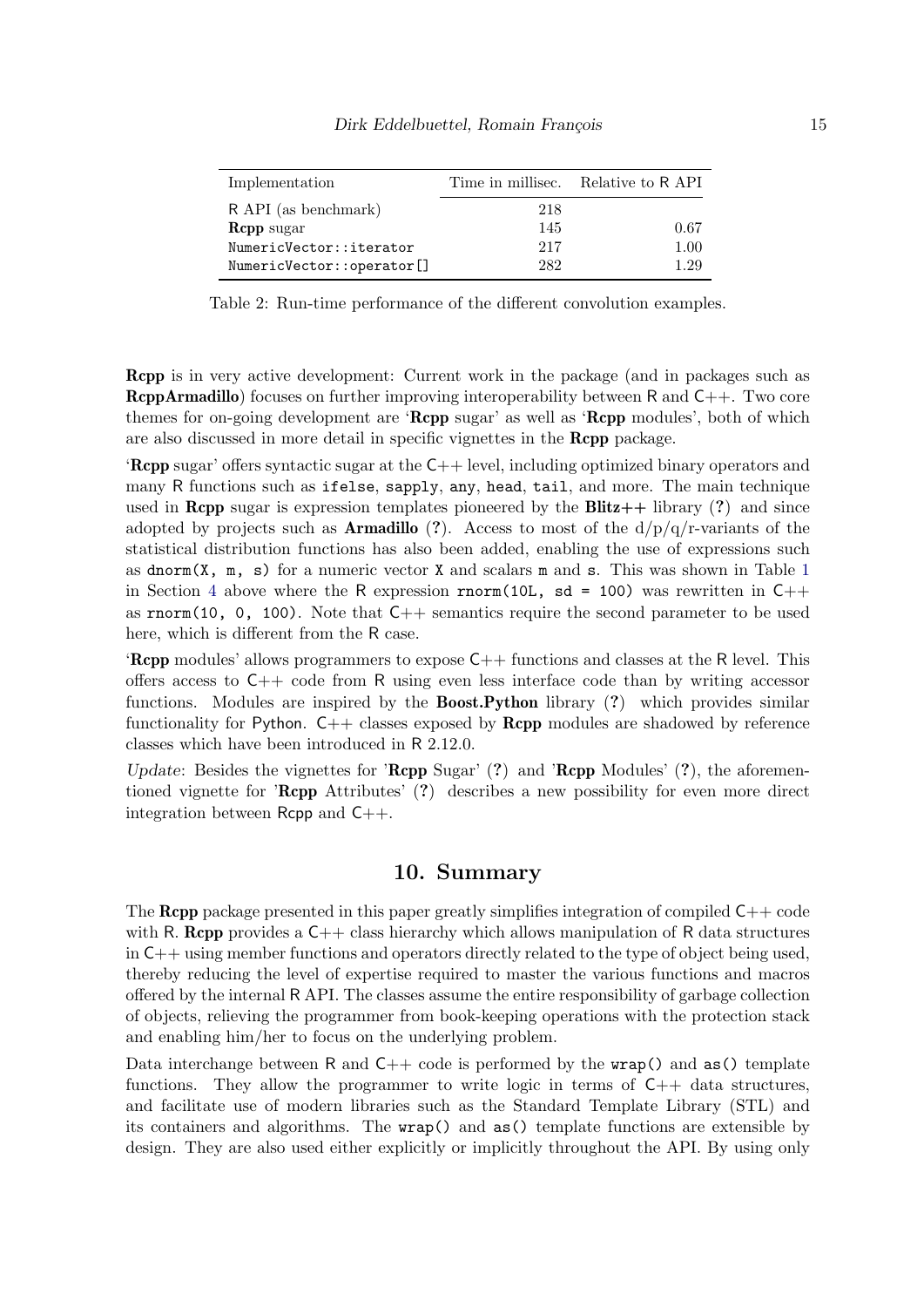| Implementation | Time in millisec. | Relative to R API |
|---|---|---|
| R API (as benchmark) | 218 | |
| **Rcpp** sugar | 145 | 0.67 |
| `NumericVector::iterator` | 217 | 1.00 |
| `NumericVector::operator[]` | 282 | 1.29 |

Table 2: Run-time performance of the different convolution examples.

**Rcpp** is in very active development: Current work in the package (and in packages such as **RcppArmadillo**) focuses on further improving interoperability between R and C++. Two core themes for on-going development are '**Rcpp** sugar' as well as '**Rcpp** modules', both of which are also discussed in more detail in specific vignettes in the **Rcpp** package.

'**Rcpp** sugar' offers syntactic sugar at the C++ level, including optimized binary operators and many R functions such as `ifelse`, `sapply`, `any`, `head`, `tail`, and more. The main technique used in **Rcpp** sugar is expression templates pioneered by the **Blitz++** library (**?**) and since adopted by projects such as **Armadillo** (**?**). Access to most of the d/p/q/r-variants of the statistical distribution functions has also been added, enabling the use of expressions such as `dnorm(X, m, s)` for a numeric vector `X` and scalars `m` and `s`. This was shown in Table 1 in Section 4 above where the R expression `rnorm(10L, sd = 100)` was rewritten in C++ as `rnorm(10, 0, 100)`. Note that C++ semantics require the second parameter to be used here, which is different from the R case.

'**Rcpp** modules' allows programmers to expose C++ functions and classes at the R level. This offers access to C++ code from R using even less interface code than by writing accessor functions. Modules are inspired by the **Boost.Python** library (**?**) which provides similar functionality for Python. C++ classes exposed by **Rcpp** modules are shadowed by reference classes which have been introduced in R 2.12.0.

*Update*: Besides the vignettes for '**Rcpp** Sugar' (**?**) and '**Rcpp** Modules' (**?**), the aforementioned vignette for '**Rcpp** Attributes' (**?**) describes a new possibility for even more direct integration between Rcpp and C++.

## 10. Summary

The **Rcpp** package presented in this paper greatly simplifies integration of compiled C++ code with R. **Rcpp** provides a C++ class hierarchy which allows manipulation of R data structures in C++ using member functions and operators directly related to the type of object being used, thereby reducing the level of expertise required to master the various functions and macros offered by the internal R API. The classes assume the entire responsibility of garbage collection of objects, relieving the programmer from book-keeping operations with the protection stack and enabling him/her to focus on the underlying problem.

Data interchange between R and C++ code is performed by the `wrap()` and `as()` template functions. They allow the programmer to write logic in terms of C++ data structures, and facilitate use of modern libraries such as the Standard Template Library (STL) and its containers and algorithms. The `wrap()` and `as()` template functions are extensible by design. They are also used either explicitly or implicitly throughout the API. By using only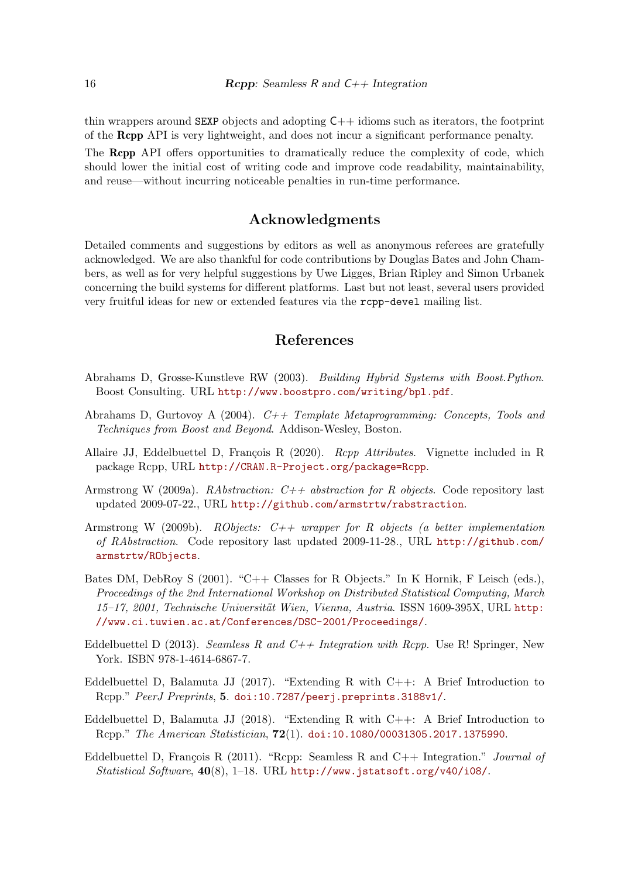thin wrappers around `SEXP` objects and adopting C++ idioms such as iterators, the footprint of the **Rcpp** API is very lightweight, and does not incur a significant performance penalty.

The **Rcpp** API offers opportunities to dramatically reduce the complexity of code, which should lower the initial cost of writing code and improve code readability, maintainability, and reuse—without incurring noticeable penalties in run-time performance.

## Acknowledgments

Detailed comments and suggestions by editors as well as anonymous referees are gratefully acknowledged. We are also thankful for code contributions by Douglas Bates and John Chambers, as well as for very helpful suggestions by Uwe Ligges, Brian Ripley and Simon Urbanek concerning the build systems for different platforms. Last but not least, several users provided very fruitful ideas for new or extended features via the `rcpp-devel` mailing list.

## References

Abrahams D, Grosse-Kunstleve RW (2003). *Building Hybrid Systems with Boost.Python*. Boost Consulting. URL http://www.boostpro.com/writing/bpl.pdf.

Abrahams D, Gurtovoy A (2004). *C++ Template Metaprogramming: Concepts, Tools and Techniques from Boost and Beyond*. Addison-Wesley, Boston.

Allaire JJ, Eddelbuettel D, François R (2020). *Rcpp Attributes*. Vignette included in R package Rcpp, URL http://CRAN.R-Project.org/package=Rcpp.

Armstrong W (2009a). *RAbstraction: C++ abstraction for R objects*. Code repository last updated 2009-07-22., URL http://github.com/armstrtw/rabstraction.

Armstrong W (2009b). *RObjects: C++ wrapper for R objects (a better implementation of RAbstraction*. Code repository last updated 2009-11-28., URL http://github.com/armstrtw/RObjects.

Bates DM, DebRoy S (2001). "C++ Classes for R Objects." In K Hornik, F Leisch (eds.), *Proceedings of the 2nd International Workshop on Distributed Statistical Computing, March 15–17, 2001, Technische Universität Wien, Vienna, Austria*. ISSN 1609-395X, URL http://www.ci.tuwien.ac.at/Conferences/DSC-2001/Proceedings/.

Eddelbuettel D (2013). *Seamless R and C++ Integration with Rcpp*. Use R! Springer, New York. ISBN 978-1-4614-6867-7.

Eddelbuettel D, Balamuta JJ (2017). "Extending R with C++: A Brief Introduction to Rcpp." *PeerJ Preprints*, **5**. doi:10.7287/peerj.preprints.3188v1/.

Eddelbuettel D, Balamuta JJ (2018). "Extending R with C++: A Brief Introduction to Rcpp." *The American Statistician*, **72**(1). doi:10.1080/00031305.2017.1375990.

Eddelbuettel D, François R (2011). "Rcpp: Seamless R and C++ Integration." *Journal of Statistical Software*, **40**(8), 1–18. URL http://www.jstatsoft.org/v40/i08/.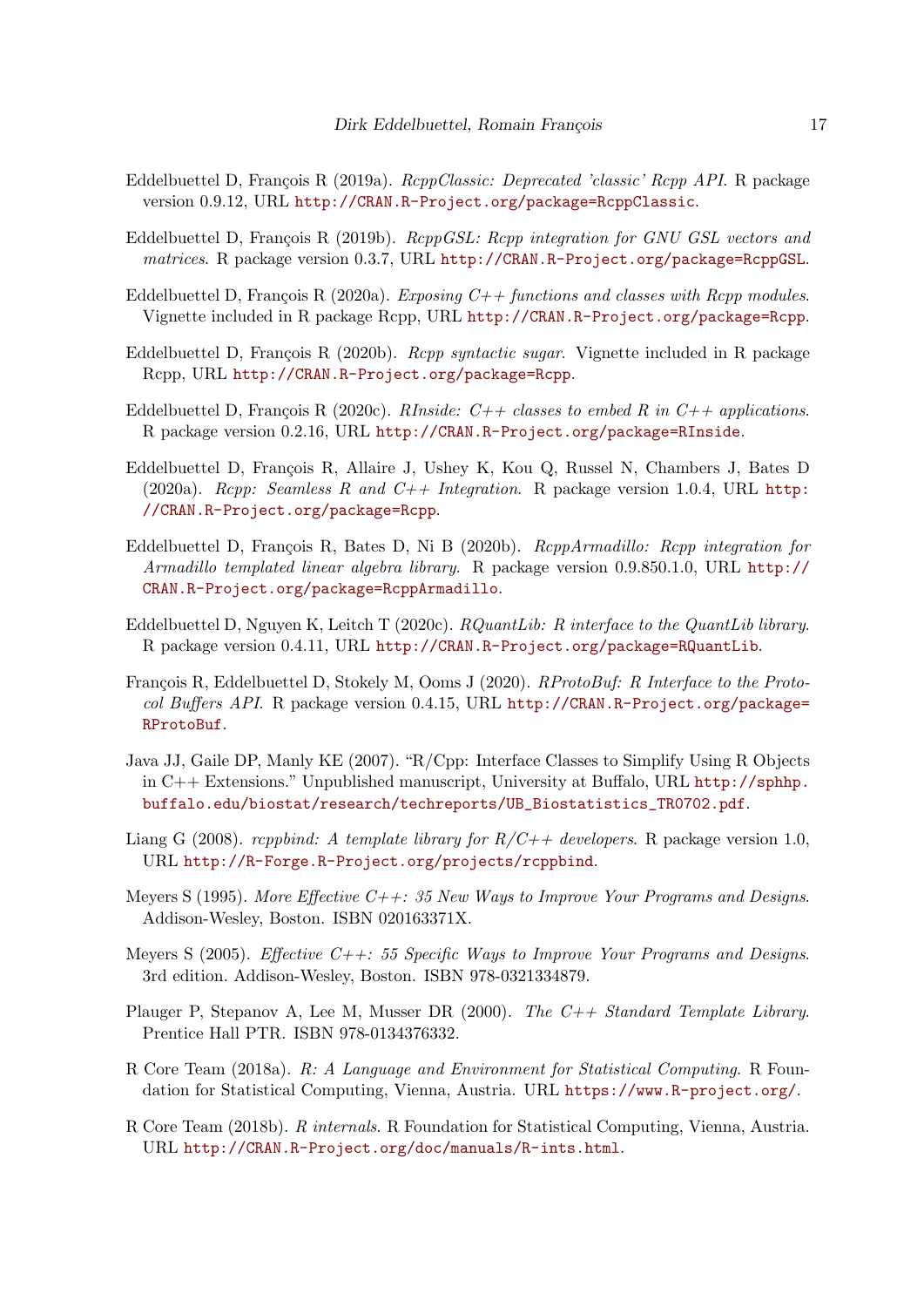Eddelbuettel D, François R (2019a). *RcppClassic: Deprecated 'classic' Rcpp API*. R package version 0.9.12, URL http://CRAN.R-Project.org/package=RcppClassic.

Eddelbuettel D, François R (2019b). *RcppGSL: Rcpp integration for GNU GSL vectors and matrices*. R package version 0.3.7, URL http://CRAN.R-Project.org/package=RcppGSL.

Eddelbuettel D, François R (2020a). *Exposing C++ functions and classes with Rcpp modules*. Vignette included in R package Rcpp, URL http://CRAN.R-Project.org/package=Rcpp.

Eddelbuettel D, François R (2020b). *Rcpp syntactic sugar*. Vignette included in R package Rcpp, URL http://CRAN.R-Project.org/package=Rcpp.

Eddelbuettel D, François R (2020c). *RInside: C++ classes to embed R in C++ applications*. R package version 0.2.16, URL http://CRAN.R-Project.org/package=RInside.

Eddelbuettel D, François R, Allaire J, Ushey K, Kou Q, Russel N, Chambers J, Bates D (2020a). *Rcpp: Seamless R and C++ Integration*. R package version 1.0.4, URL http://CRAN.R-Project.org/package=Rcpp.

Eddelbuettel D, François R, Bates D, Ni B (2020b). *RcppArmadillo: Rcpp integration for Armadillo templated linear algebra library*. R package version 0.9.850.1.0, URL http://CRAN.R-Project.org/package=RcppArmadillo.

Eddelbuettel D, Nguyen K, Leitch T (2020c). *RQuantLib: R interface to the QuantLib library*. R package version 0.4.11, URL http://CRAN.R-Project.org/package=RQuantLib.

François R, Eddelbuettel D, Stokely M, Ooms J (2020). *RProtoBuf: R Interface to the Protocol Buffers API*. R package version 0.4.15, URL http://CRAN.R-Project.org/package=RProtoBuf.

Java JJ, Gaile DP, Manly KE (2007). "R/Cpp: Interface Classes to Simplify Using R Objects in C++ Extensions." Unpublished manuscript, University at Buffalo, URL http://sphhp.buffalo.edu/biostat/research/techreports/UB_Biostatistics_TR0702.pdf.

Liang G (2008). *rcppbind: A template library for R/C++ developers*. R package version 1.0, URL http://R-Forge.R-Project.org/projects/rcppbind.

Meyers S (1995). *More Effective C++: 35 New Ways to Improve Your Programs and Designs*. Addison-Wesley, Boston. ISBN 020163371X.

Meyers S (2005). *Effective C++: 55 Specific Ways to Improve Your Programs and Designs*. 3rd edition. Addison-Wesley, Boston. ISBN 978-0321334879.

Plauger P, Stepanov A, Lee M, Musser DR (2000). *The C++ Standard Template Library*. Prentice Hall PTR. ISBN 978-0134376332.

R Core Team (2018a). *R: A Language and Environment for Statistical Computing*. R Foundation for Statistical Computing, Vienna, Austria. URL https://www.R-project.org/.

R Core Team (2018b). *R internals*. R Foundation for Statistical Computing, Vienna, Austria. URL http://CRAN.R-Project.org/doc/manuals/R-ints.html.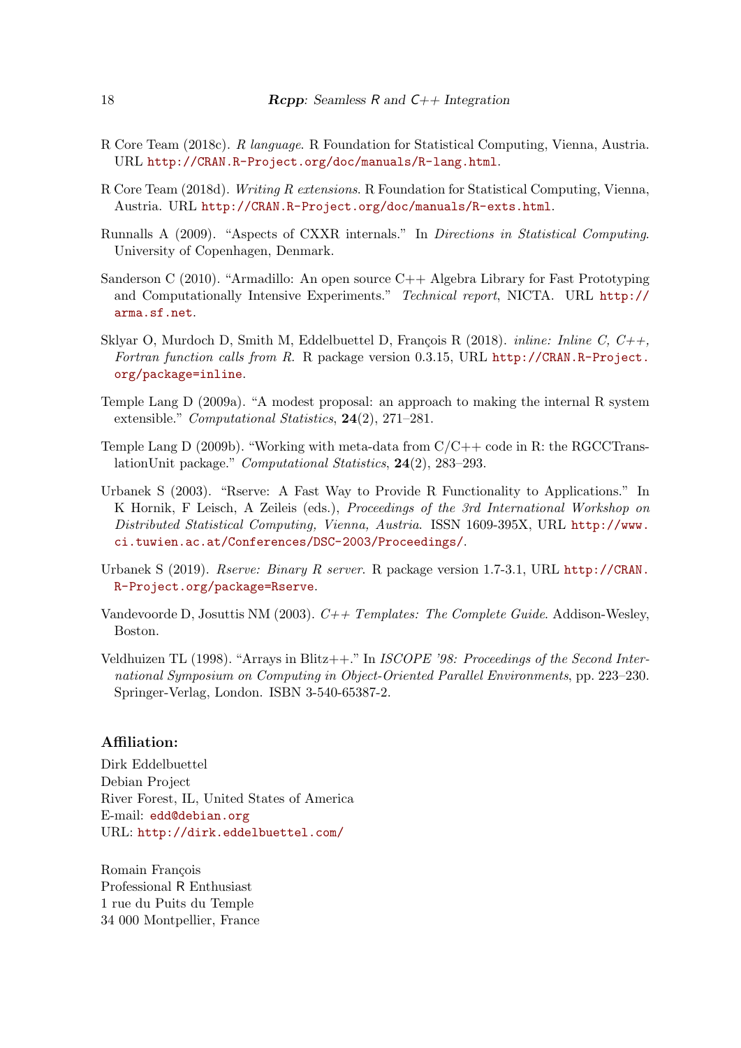R Core Team (2018c). *R language*. R Foundation for Statistical Computing, Vienna, Austria. URL `http://CRAN.R-Project.org/doc/manuals/R-lang.html`.

R Core Team (2018d). *Writing R extensions*. R Foundation for Statistical Computing, Vienna, Austria. URL `http://CRAN.R-Project.org/doc/manuals/R-exts.html`.

Runnalls A (2009). "Aspects of CXXR internals." In *Directions in Statistical Computing*. University of Copenhagen, Denmark.

Sanderson C (2010). "Armadillo: An open source C++ Algebra Library for Fast Prototyping and Computationally Intensive Experiments." *Technical report*, NICTA. URL `http://arma.sf.net`.

Sklyar O, Murdoch D, Smith M, Eddelbuettel D, François R (2018). *inline: Inline C, C++, Fortran function calls from R*. R package version 0.3.15, URL `http://CRAN.R-Project.org/package=inline`.

Temple Lang D (2009a). "A modest proposal: an approach to making the internal R system extensible." *Computational Statistics*, **24**(2), 271–281.

Temple Lang D (2009b). "Working with meta-data from C/C++ code in R: the RGCCTranslationUnit package." *Computational Statistics*, **24**(2), 283–293.

Urbanek S (2003). "Rserve: A Fast Way to Provide R Functionality to Applications." In K Hornik, F Leisch, A Zeileis (eds.), *Proceedings of the 3rd International Workshop on Distributed Statistical Computing, Vienna, Austria*. ISSN 1609-395X, URL `http://www.ci.tuwien.ac.at/Conferences/DSC-2003/Proceedings/`.

Urbanek S (2019). *Rserve: Binary R server*. R package version 1.7-3.1, URL `http://CRAN.R-Project.org/package=Rserve`.

Vandevoorde D, Josuttis NM (2003). *C++ Templates: The Complete Guide*. Addison-Wesley, Boston.

Veldhuizen TL (1998). "Arrays in Blitz++." In *ISCOPE '98: Proceedings of the Second International Symposium on Computing in Object-Oriented Parallel Environments*, pp. 223–230. Springer-Verlag, London. ISBN 3-540-65387-2.

### Affiliation:

Dirk Eddelbuettel
Debian Project
River Forest, IL, United States of America
E-mail: `edd@debian.org`
URL: `http://dirk.eddelbuettel.com/`

Romain François
Professional R Enthusiast
1 rue du Puits du Temple
34 000 Montpellier, France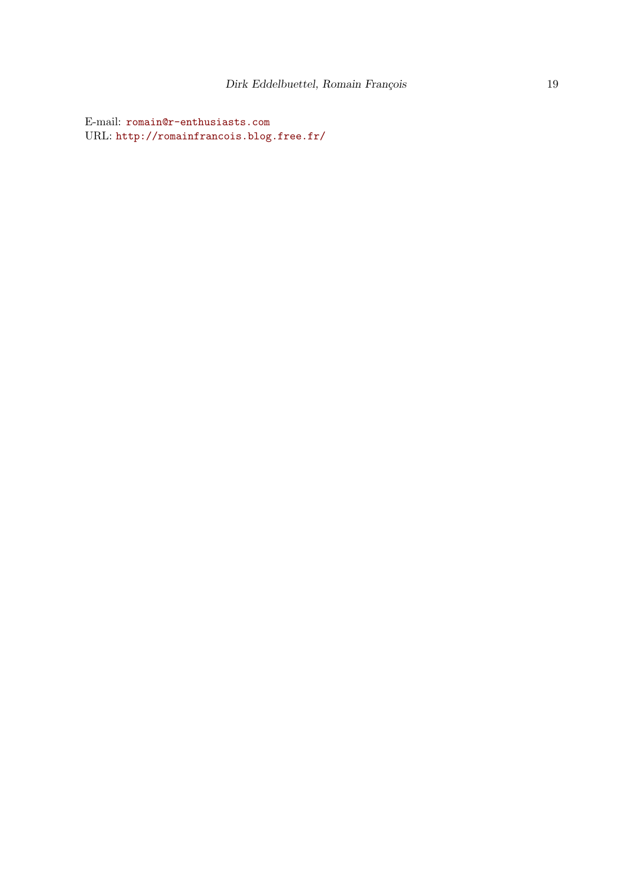E-mail: romain@r-enthusiasts.com
URL: http://romainfrancois.blog.free.fr/